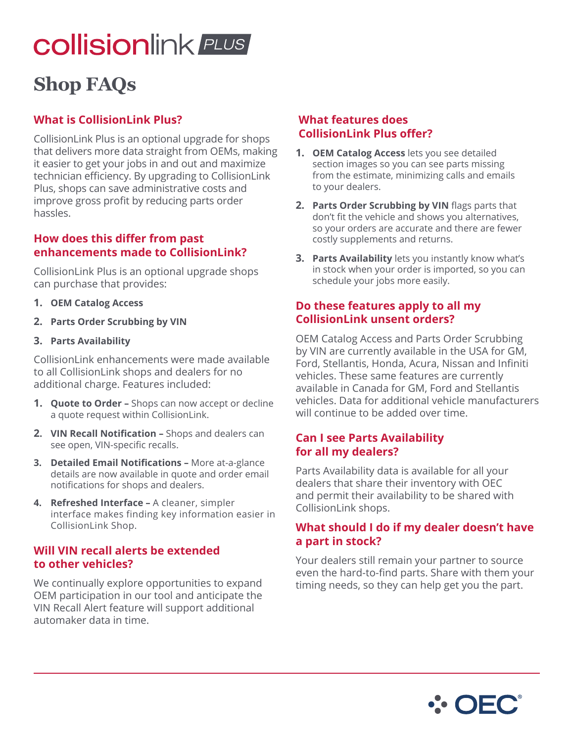# collisionlink PLUS

# Shop FAQs

## What is CollisionLink Plus?

CollisionLink Plus is an optional upgrade for shops that delivers more data straight from OEMs, making it easier to get your jobs in and out and maximize technician efficiency. By upgrading to CollisionLink Plus, shops can save administrative costs and improve gross profit by reducing parts order hassles.

## How does this differ from past enhancements made to CollisionLink?

CollisionLink Plus is an optional upgrade shops can purchase that provides:

1. **OEM Catalog Access**
2. **Parts Order Scrubbing by VIN**
3. **Parts Availability**

CollisionLink enhancements were made available to all CollisionLink shops and dealers for no additional charge. Features included:

1. **Quote to Order –** Shops can now accept or decline a quote request within CollisionLink.
2. **VIN Recall Notification –** Shops and dealers can see open, VIN-specific recalls.
3. **Detailed Email Notifications –** More at-a-glance details are now available in quote and order email notifications for shops and dealers.
4. **Refreshed Interface –** A cleaner, simpler interface makes finding key information easier in CollisionLink Shop.

## Will VIN recall alerts be extended to other vehicles?

We continually explore opportunities to expand OEM participation in our tool and anticipate the VIN Recall Alert feature will support additional automaker data in time.

## What features does CollisionLink Plus offer?

1. **OEM Catalog Access** lets you see detailed section images so you can see parts missing from the estimate, minimizing calls and emails to your dealers.
2. **Parts Order Scrubbing by VIN** flags parts that don't fit the vehicle and shows you alternatives, so your orders are accurate and there are fewer costly supplements and returns.
3. **Parts Availability** lets you instantly know what's in stock when your order is imported, so you can schedule your jobs more easily.

## Do these features apply to all my CollisionLink unsent orders?

OEM Catalog Access and Parts Order Scrubbing by VIN are currently available in the USA for GM, Ford, Stellantis, Honda, Acura, Nissan and Infiniti vehicles. These same features are currently available in Canada for GM, Ford and Stellantis vehicles. Data for additional vehicle manufacturers will continue to be added over time.

## Can I see Parts Availability for all my dealers?

Parts Availability data is available for all your dealers that share their inventory with OEC and permit their availability to be shared with CollisionLink shops.

## What should I do if my dealer doesn't have a part in stock?

Your dealers still remain your partner to source even the hard-to-find parts. Share with them your timing needs, so they can help get you the part.

OEC®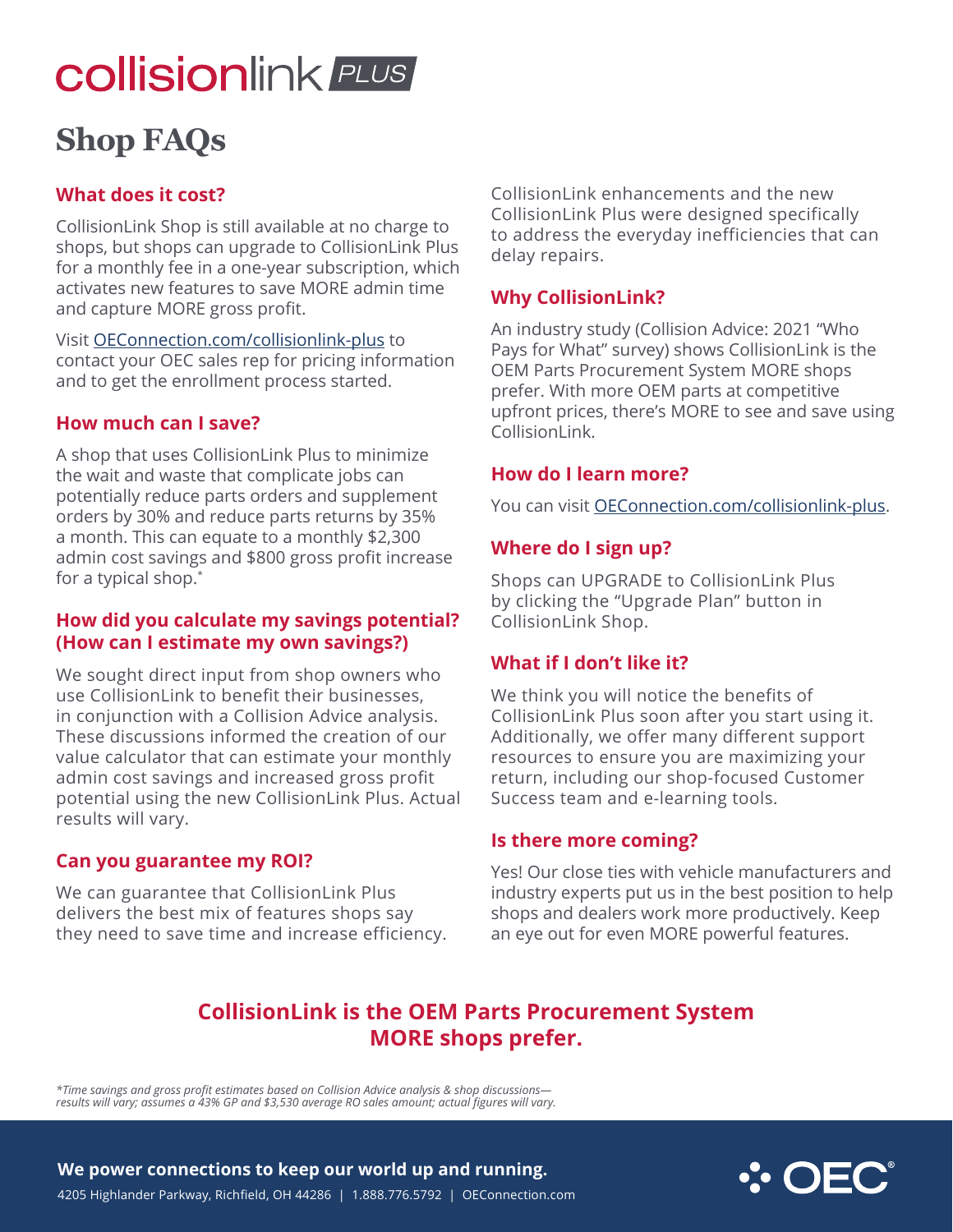# collisionlink PLUS

## Shop FAQs

### What does it cost?

CollisionLink Shop is still available at no charge to shops, but shops can upgrade to CollisionLink Plus for a monthly fee in a one-year subscription, which activates new features to save MORE admin time and capture MORE gross profit.

Visit [OEConnection.com/collisionlink-plus](OEConnection.com/collisionlink-plus) to contact your OEC sales rep for pricing information and to get the enrollment process started.

### How much can I save?

A shop that uses CollisionLink Plus to minimize the wait and waste that complicate jobs can potentially reduce parts orders and supplement orders by 30% and reduce parts returns by 35% a month. This can equate to a monthly $2,300 admin cost savings and $800 gross profit increase for a typical shop.*

### How did you calculate my savings potential? (How can I estimate my own savings?)

We sought direct input from shop owners who use CollisionLink to benefit their businesses, in conjunction with a Collision Advice analysis. These discussions informed the creation of our value calculator that can estimate your monthly admin cost savings and increased gross profit potential using the new CollisionLink Plus. Actual results will vary.

### Can you guarantee my ROI?

We can guarantee that CollisionLink Plus delivers the best mix of features shops say they need to save time and increase efficiency. CollisionLink enhancements and the new CollisionLink Plus were designed specifically to address the everyday inefficiencies that can delay repairs.

### Why CollisionLink?

An industry study (Collision Advice: 2021 "Who Pays for What" survey) shows CollisionLink is the OEM Parts Procurement System MORE shops prefer. With more OEM parts at competitive upfront prices, there's MORE to see and save using CollisionLink.

### How do I learn more?

You can visit [OEConnection.com/collisionlink-plus](OEConnection.com/collisionlink-plus).

### Where do I sign up?

Shops can UPGRADE to CollisionLink Plus by clicking the "Upgrade Plan" button in CollisionLink Shop.

### What if I don't like it?

We think you will notice the benefits of CollisionLink Plus soon after you start using it. Additionally, we offer many different support resources to ensure you are maximizing your return, including our shop-focused Customer Success team and e-learning tools.

### Is there more coming?

Yes! Our close ties with vehicle manufacturers and industry experts put us in the best position to help shops and dealers work more productively. Keep an eye out for even MORE powerful features.

**CollisionLink is the OEM Parts Procurement System MORE shops prefer.**

*\*Time savings and gross profit estimates based on Collision Advice analysis & shop discussions—results will vary; assumes a 43% GP and $3,530 average RO sales amount; actual figures will vary.*

**We power connections to keep our world up and running.**

4205 Highlander Parkway, Richfield, OH 44286 | 1.888.776.5792 | OEConnection.com

OEC®